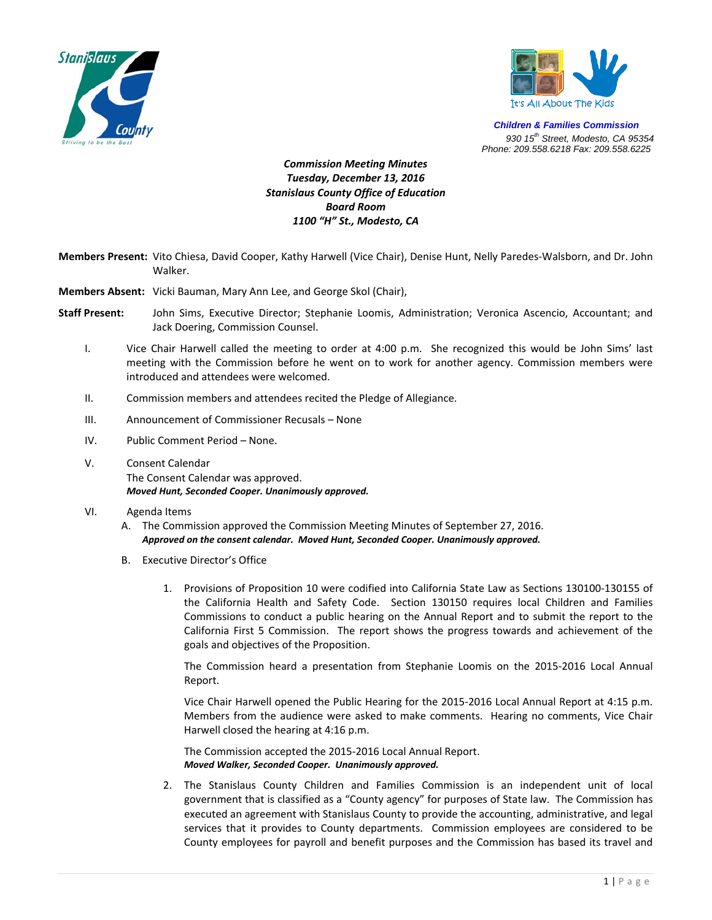Stanislaus County
*Striving to be the Best*

It's All About The Kids

***Children & Families Commission***
*930 15th Street, Modesto, CA 95354*
*Phone: 209.558.6218 Fax: 209.558.6225*

***Commission Meeting Minutes***
***Tuesday, December 13, 2016***
***Stanislaus County Office of Education***
***Board Room***
***1100 "H" St., Modesto, CA***

**Members Present:** Vito Chiesa, David Cooper, Kathy Harwell (Vice Chair), Denise Hunt, Nelly Paredes-Walsborn, and Dr. John Walker.

**Members Absent:** Vicki Bauman, Mary Ann Lee, and George Skol (Chair),

**Staff Present:** John Sims, Executive Director; Stephanie Loomis, Administration; Veronica Ascencio, Accountant; and Jack Doering, Commission Counsel.

I. Vice Chair Harwell called the meeting to order at 4:00 p.m. She recognized this would be John Sims' last meeting with the Commission before he went on to work for another agency. Commission members were introduced and attendees were welcomed.

II. Commission members and attendees recited the Pledge of Allegiance.

III. Announcement of Commissioner Recusals – None

IV. Public Comment Period – None.

V. Consent Calendar
The Consent Calendar was approved.
***Moved Hunt, Seconded Cooper. Unanimously approved.***

VI. Agenda Items

A. The Commission approved the Commission Meeting Minutes of September 27, 2016.
***Approved on the consent calendar. Moved Hunt, Seconded Cooper. Unanimously approved.***

B. Executive Director's Office

1. Provisions of Proposition 10 were codified into California State Law as Sections 130100-130155 of the California Health and Safety Code. Section 130150 requires local Children and Families Commissions to conduct a public hearing on the Annual Report and to submit the report to the California First 5 Commission. The report shows the progress towards and achievement of the goals and objectives of the Proposition.

   The Commission heard a presentation from Stephanie Loomis on the 2015-2016 Local Annual Report.

   Vice Chair Harwell opened the Public Hearing for the 2015-2016 Local Annual Report at 4:15 p.m. Members from the audience were asked to make comments. Hearing no comments, Vice Chair Harwell closed the hearing at 4:16 p.m.

   The Commission accepted the 2015-2016 Local Annual Report.
   ***Moved Walker, Seconded Cooper. Unanimously approved.***

2. The Stanislaus County Children and Families Commission is an independent unit of local government that is classified as a "County agency" for purposes of State law. The Commission has executed an agreement with Stanislaus County to provide the accounting, administrative, and legal services that it provides to County departments. Commission employees are considered to be County employees for payroll and benefit purposes and the Commission has based its travel and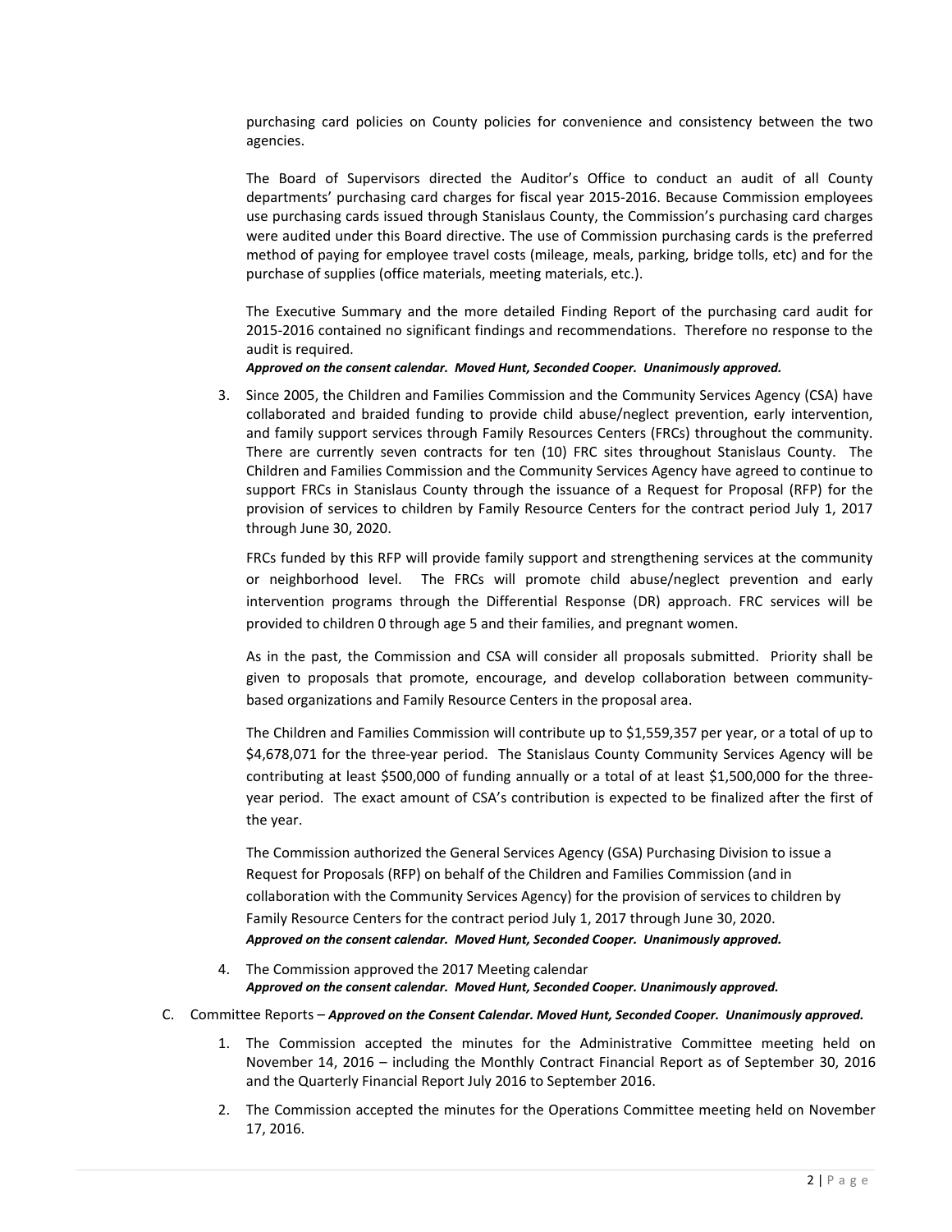purchasing card policies on County policies for convenience and consistency between the two agencies.

The Board of Supervisors directed the Auditor's Office to conduct an audit of all County departments' purchasing card charges for fiscal year 2015-2016. Because Commission employees use purchasing cards issued through Stanislaus County, the Commission's purchasing card charges were audited under this Board directive. The use of Commission purchasing cards is the preferred method of paying for employee travel costs (mileage, meals, parking, bridge tolls, etc) and for the purchase of supplies (office materials, meeting materials, etc.).

The Executive Summary and the more detailed Finding Report of the purchasing card audit for 2015-2016 contained no significant findings and recommendations. Therefore no response to the audit is required.
***Approved on the consent calendar. Moved Hunt, Seconded Cooper. Unanimously approved.***

3. Since 2005, the Children and Families Commission and the Community Services Agency (CSA) have collaborated and braided funding to provide child abuse/neglect prevention, early intervention, and family support services through Family Resources Centers (FRCs) throughout the community. There are currently seven contracts for ten (10) FRC sites throughout Stanislaus County. The Children and Families Commission and the Community Services Agency have agreed to continue to support FRCs in Stanislaus County through the issuance of a Request for Proposal (RFP) for the provision of services to children by Family Resource Centers for the contract period July 1, 2017 through June 30, 2020.

   FRCs funded by this RFP will provide family support and strengthening services at the community or neighborhood level. The FRCs will promote child abuse/neglect prevention and early intervention programs through the Differential Response (DR) approach. FRC services will be provided to children 0 through age 5 and their families, and pregnant women.

   As in the past, the Commission and CSA will consider all proposals submitted. Priority shall be given to proposals that promote, encourage, and develop collaboration between community-based organizations and Family Resource Centers in the proposal area.

   The Children and Families Commission will contribute up to $1,559,357 per year, or a total of up to $4,678,071 for the three-year period. The Stanislaus County Community Services Agency will be contributing at least $500,000 of funding annually or a total of at least $1,500,000 for the three-year period. The exact amount of CSA's contribution is expected to be finalized after the first of the year.

   The Commission authorized the General Services Agency (GSA) Purchasing Division to issue a Request for Proposals (RFP) on behalf of the Children and Families Commission (and in collaboration with the Community Services Agency) for the provision of services to children by Family Resource Centers for the contract period July 1, 2017 through June 30, 2020.
   ***Approved on the consent calendar. Moved Hunt, Seconded Cooper. Unanimously approved.***

4. The Commission approved the 2017 Meeting calendar
   ***Approved on the consent calendar. Moved Hunt, Seconded Cooper. Unanimously approved.***

C. Committee Reports – ***Approved on the Consent Calendar. Moved Hunt, Seconded Cooper. Unanimously approved.***

   1. The Commission accepted the minutes for the Administrative Committee meeting held on November 14, 2016 – including the Monthly Contract Financial Report as of September 30, 2016 and the Quarterly Financial Report July 2016 to September 2016.

   2. The Commission accepted the minutes for the Operations Committee meeting held on November 17, 2016.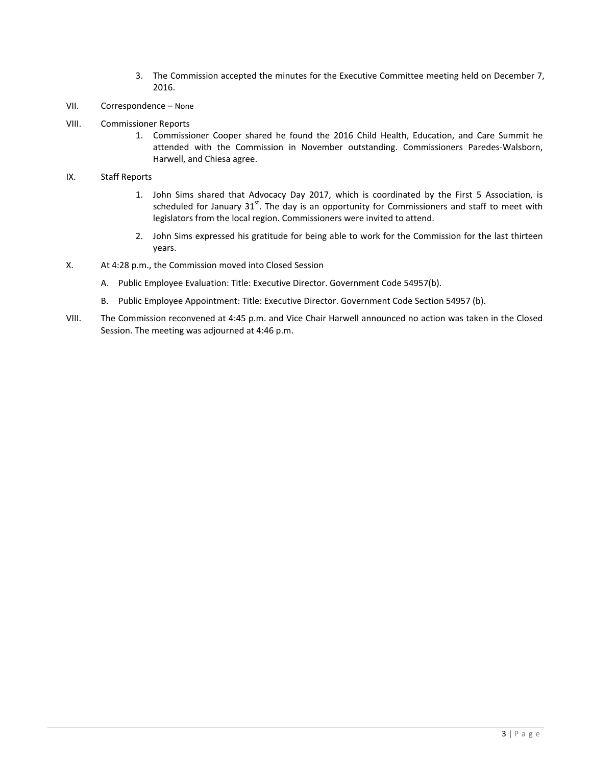3. The Commission accepted the minutes for the Executive Committee meeting held on December 7, 2016.

VII. Correspondence – None

VIII. Commissioner Reports

1. Commissioner Cooper shared he found the 2016 Child Health, Education, and Care Summit he attended with the Commission in November outstanding. Commissioners Paredes-Walsborn, Harwell, and Chiesa agree.

IX. Staff Reports

1. John Sims shared that Advocacy Day 2017, which is coordinated by the First 5 Association, is scheduled for January 31st. The day is an opportunity for Commissioners and staff to meet with legislators from the local region. Commissioners were invited to attend.

2. John Sims expressed his gratitude for being able to work for the Commission for the last thirteen years.

X. At 4:28 p.m., the Commission moved into Closed Session

A. Public Employee Evaluation: Title: Executive Director. Government Code 54957(b).

B. Public Employee Appointment: Title: Executive Director. Government Code Section 54957 (b).

VIII. The Commission reconvened at 4:45 p.m. and Vice Chair Harwell announced no action was taken in the Closed Session. The meeting was adjourned at 4:46 p.m.